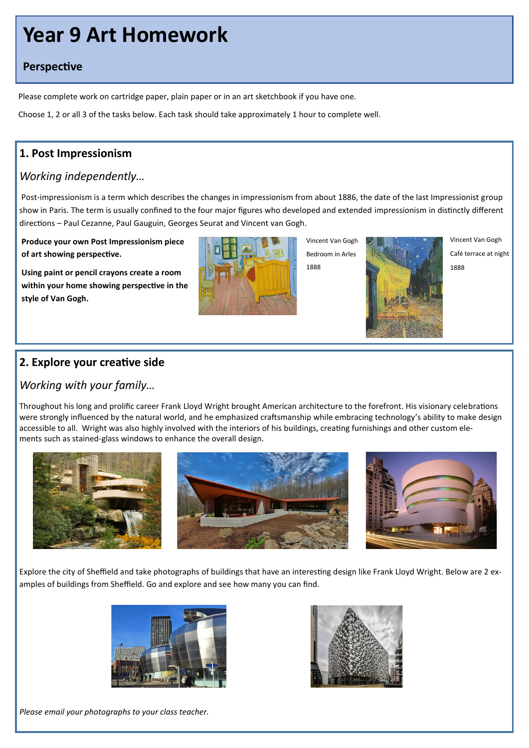# Year 9 Art Homework

## Perspective

Please complete work on cartridge paper, plain paper or in an art sketchbook if you have one.

Choose 1, 2 or all 3 of the tasks below. Each task should take approximately 1 hour to complete well.

### 1. Post Impressionism

*Working independently…*

Post-impressionism is a term which describes the changes in impressionism from about 1886, the date of the last Impressionist group show in Paris. The term is usually confined to the four major figures who developed and extended impressionism in distinctly different directions – Paul Cezanne, Paul Gauguin, Georges Seurat and Vincent van Gogh.

**Produce your own Post Impressionism piece of art showing perspective.**

**Using paint or pencil crayons create a room within your home showing perspective in the style of Van Gogh.**

Vincent Van Gogh
Bedroom in Arles
1888

Vincent Van Gogh
Café terrace at night
1888

### 2. Explore your creative side

*Working with your family…*

Throughout his long and prolific career Frank Lloyd Wright brought American architecture to the forefront. His visionary celebrations were strongly influenced by the natural world, and he emphasized craftsmanship while embracing technology's ability to make design accessible to all. Wright was also highly involved with the interiors of his buildings, creating furnishings and other custom elements such as stained-glass windows to enhance the overall design.

Explore the city of Sheffield and take photographs of buildings that have an interesting design like Frank Lloyd Wright. Below are 2 examples of buildings from Sheffield. Go and explore and see how many you can find.

*Please email your photographs to your class teacher.*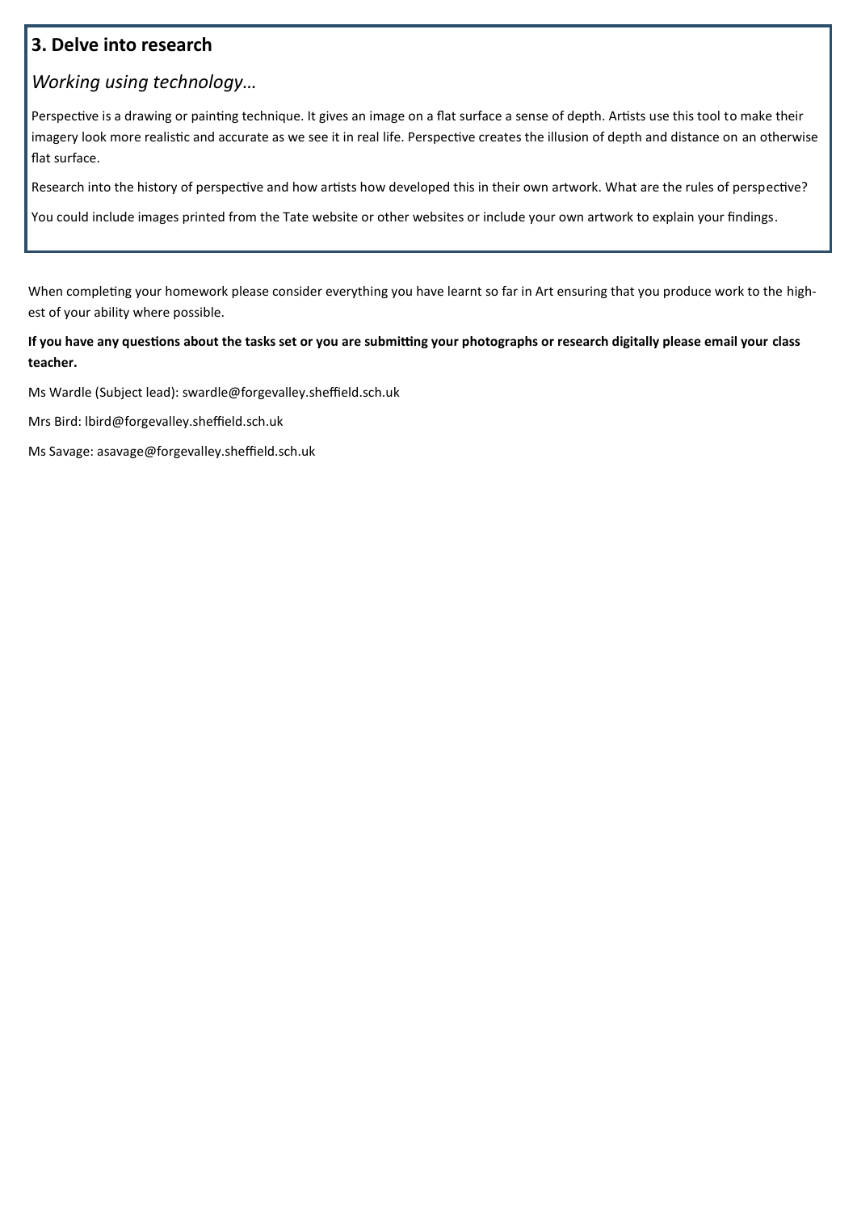## 3. Delve into research

### *Working using technology…*

Perspective is a drawing or painting technique. It gives an image on a flat surface a sense of depth. Artists use this tool to make their imagery look more realistic and accurate as we see it in real life. Perspective creates the illusion of depth and distance on an otherwise flat surface.

Research into the history of perspective and how artists how developed this in their own artwork. What are the rules of perspective?

You could include images printed from the Tate website or other websites or include your own artwork to explain your findings.

When completing your homework please consider everything you have learnt so far in Art ensuring that you produce work to the highest of your ability where possible.

**If you have any questions about the tasks set or you are submitting your photographs or research digitally please email your class teacher.**

Ms Wardle (Subject lead): swardle@forgevalley.sheffield.sch.uk

Mrs Bird: lbird@forgevalley.sheffield.sch.uk

Ms Savage: asavage@forgevalley.sheffield.sch.uk